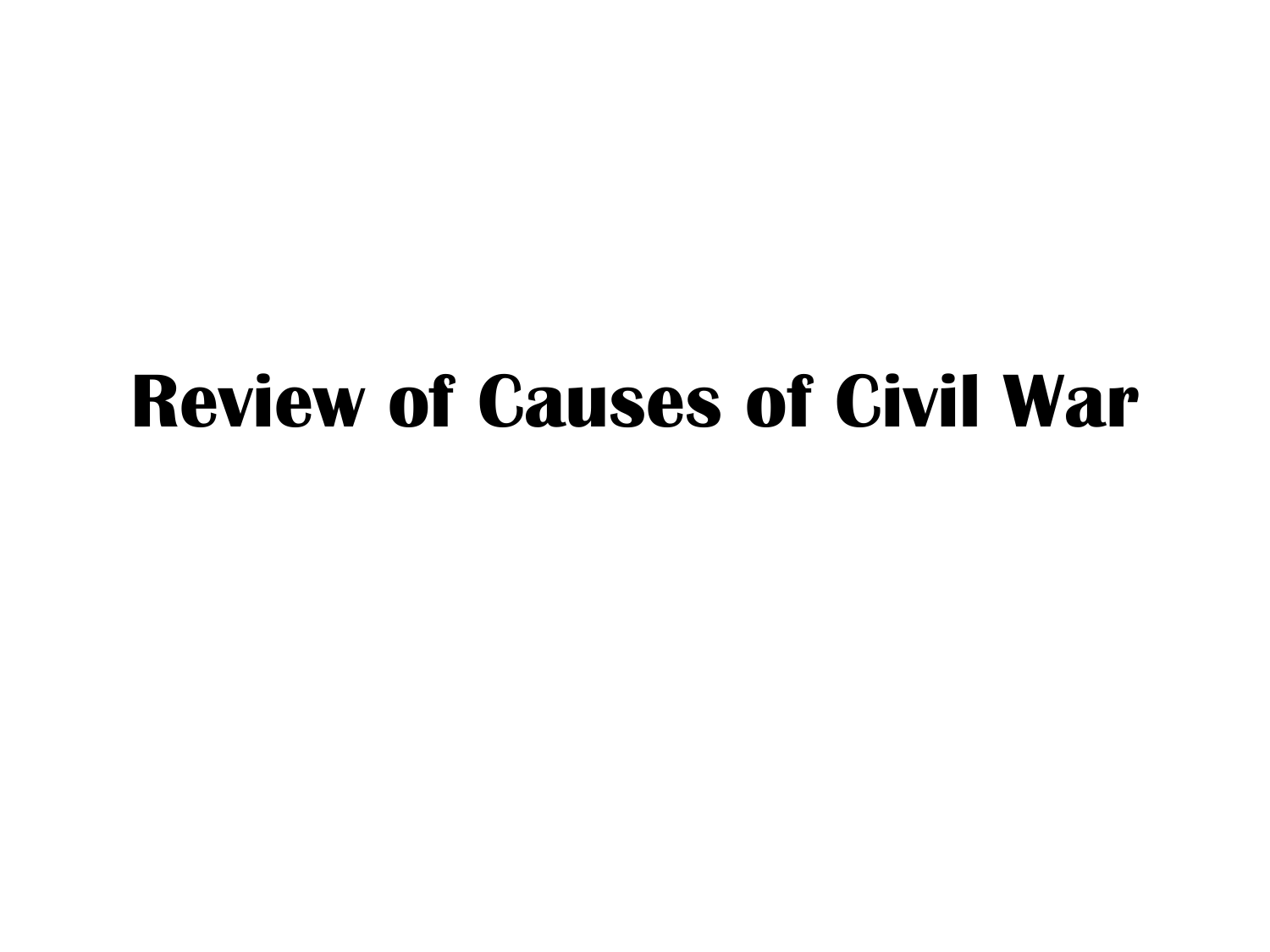# Review of Causes of Civil War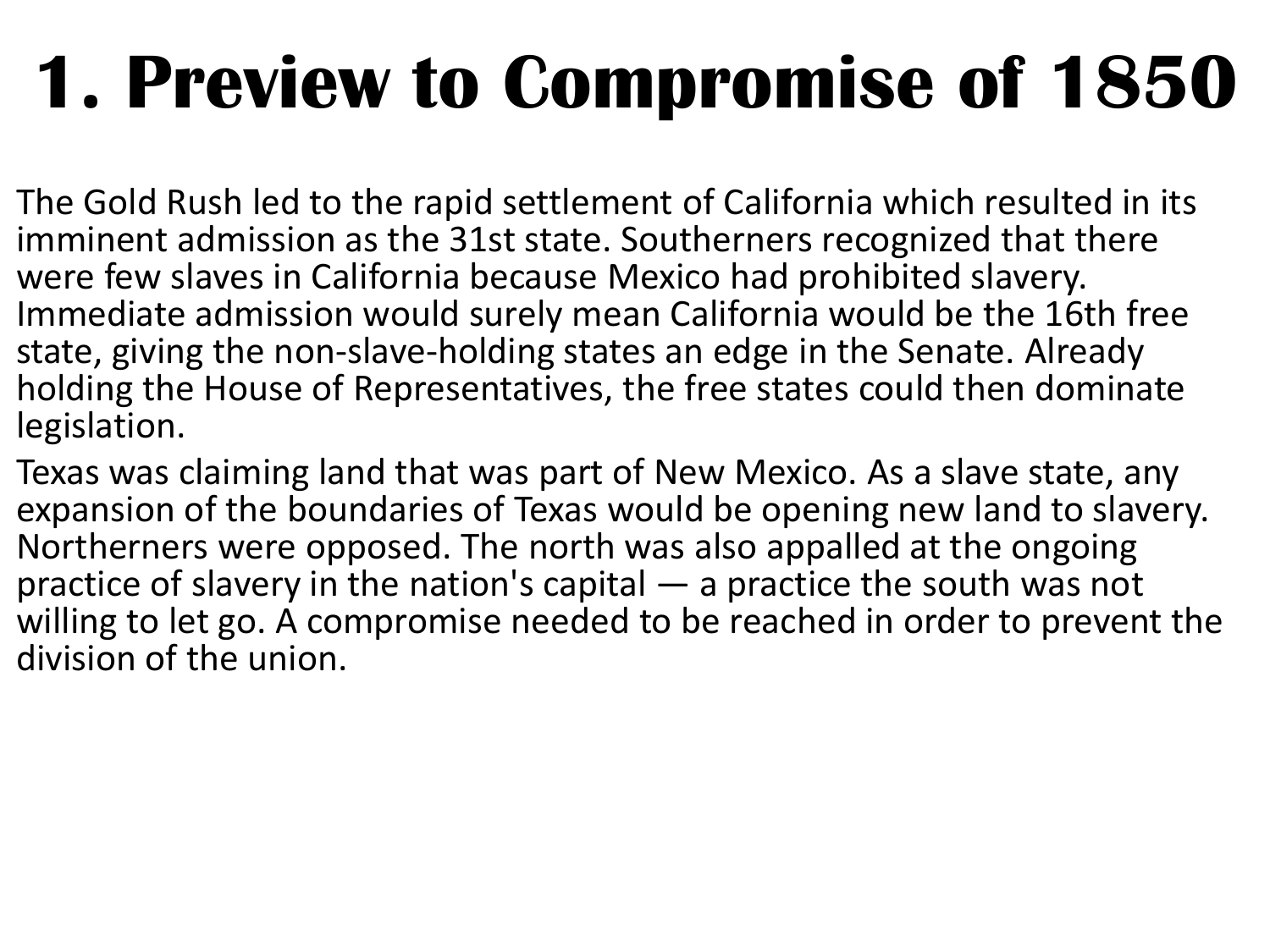# 1. Preview to Compromise of 1850

The Gold Rush led to the rapid settlement of California which resulted in its imminent admission as the 31st state. Southerners recognized that there were few slaves in California because Mexico had prohibited slavery. Immediate admission would surely mean California would be the 16th free state, giving the non-slave-holding states an edge in the Senate. Already holding the House of Representatives, the free states could then dominate legislation.

Texas was claiming land that was part of New Mexico. As a slave state, any expansion of the boundaries of Texas would be opening new land to slavery. Northerners were opposed. The north was also appalled at the ongoing practice of slavery in the nation's capital — a practice the south was not willing to let go. A compromise needed to be reached in order to prevent the division of the union.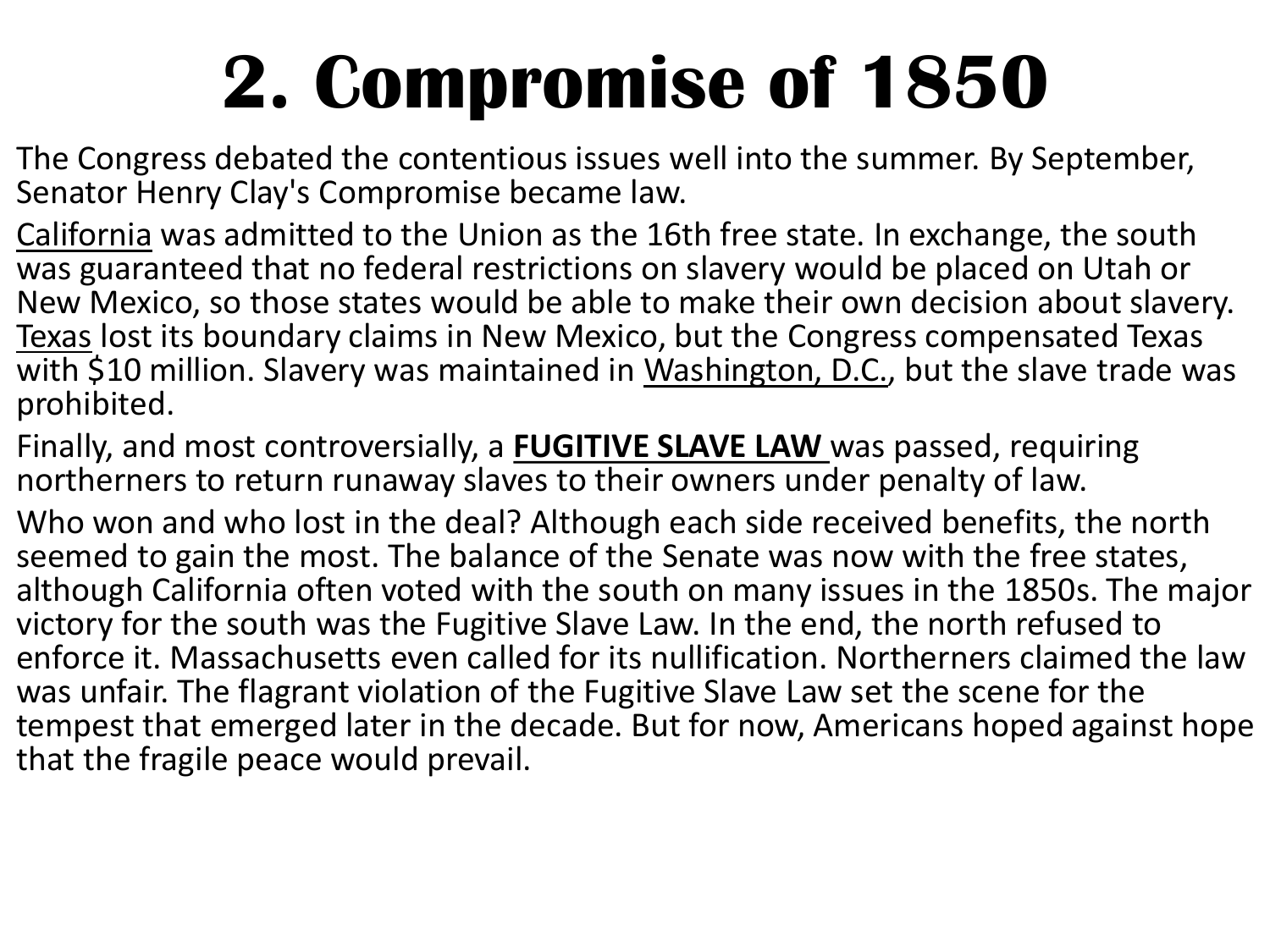# 2. Compromise of 1850

The Congress debated the contentious issues well into the summer. By September, Senator Henry Clay's Compromise became law.

<u>California</u> was admitted to the Union as the 16th free state. In exchange, the south was guaranteed that no federal restrictions on slavery would be placed on Utah or New Mexico, so those states would be able to make their own decision about slavery. <u>Texas</u> lost its boundary claims in New Mexico, but the Congress compensated Texas with $10 million. Slavery was maintained in <u>Washington, D.C.</u>, but the slave trade was prohibited.

Finally, and most controversially, a **<u>FUGITIVE SLAVE LAW</u>** was passed, requiring northerners to return runaway slaves to their owners under penalty of law.

Who won and who lost in the deal? Although each side received benefits, the north seemed to gain the most. The balance of the Senate was now with the free states, although California often voted with the south on many issues in the 1850s. The major victory for the south was the Fugitive Slave Law. In the end, the north refused to enforce it. Massachusetts even called for its nullification. Northerners claimed the law was unfair. The flagrant violation of the Fugitive Slave Law set the scene for the tempest that emerged later in the decade. But for now, Americans hoped against hope that the fragile peace would prevail.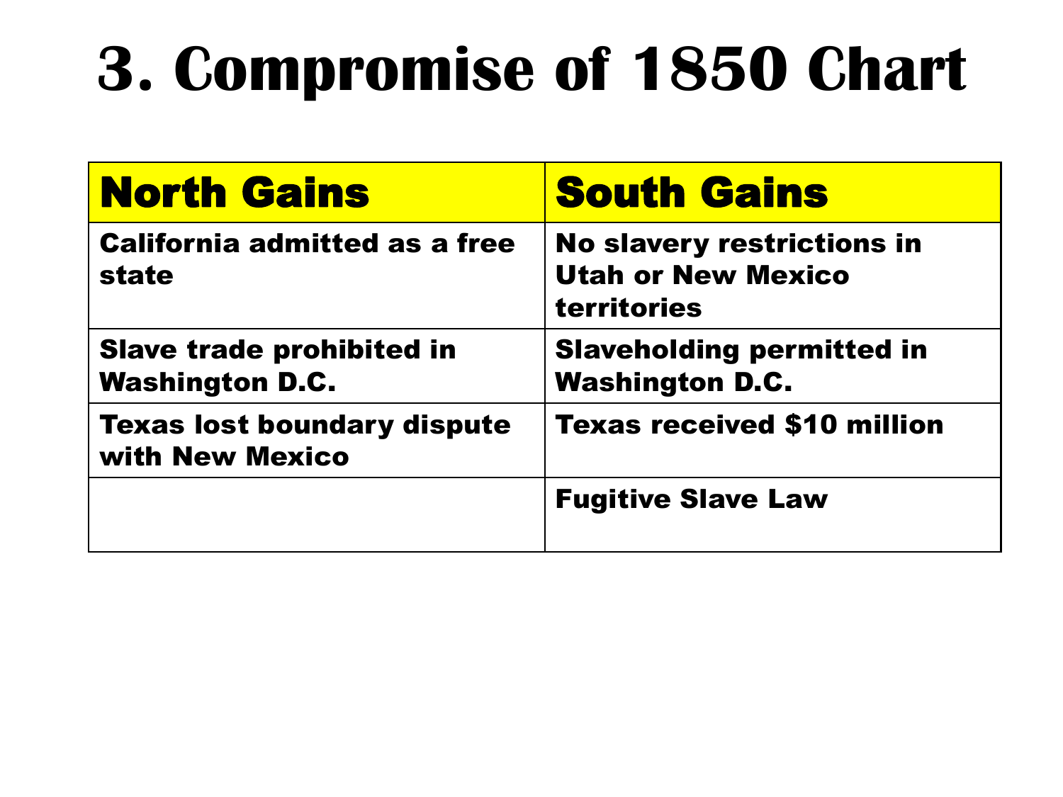# 3. Compromise of 1850 Chart

| North Gains | South Gains |
| --- | --- |
| California admitted as a free state | No slavery restrictions in Utah or New Mexico territories |
| Slave trade prohibited in Washington D.C. | Slaveholding permitted in Washington D.C. |
| Texas lost boundary dispute with New Mexico | Texas received $10 million |
| | Fugitive Slave Law |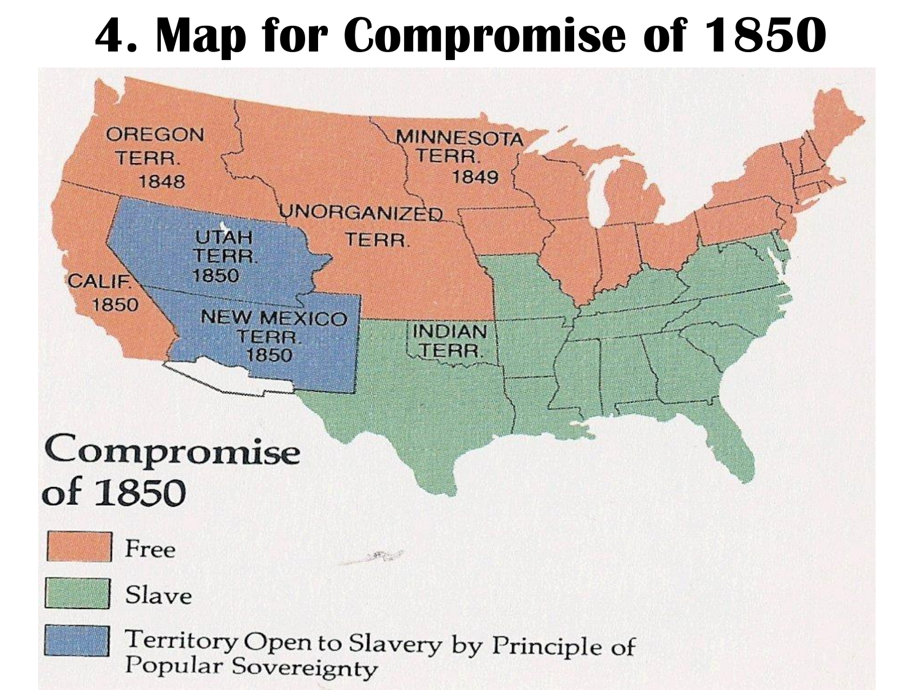# 4. Map for Compromise of 1850

OREGON TERR. 1848

MINNESOTA TERR. 1849

UNORGANIZED TERR.

UTAH TERR. 1850

CALIF. 1850

NEW MEXICO TERR. 1850

INDIAN TERR.

## Compromise of 1850

- Free
- Slave
- Territory Open to Slavery by Principle of Popular Sovereignty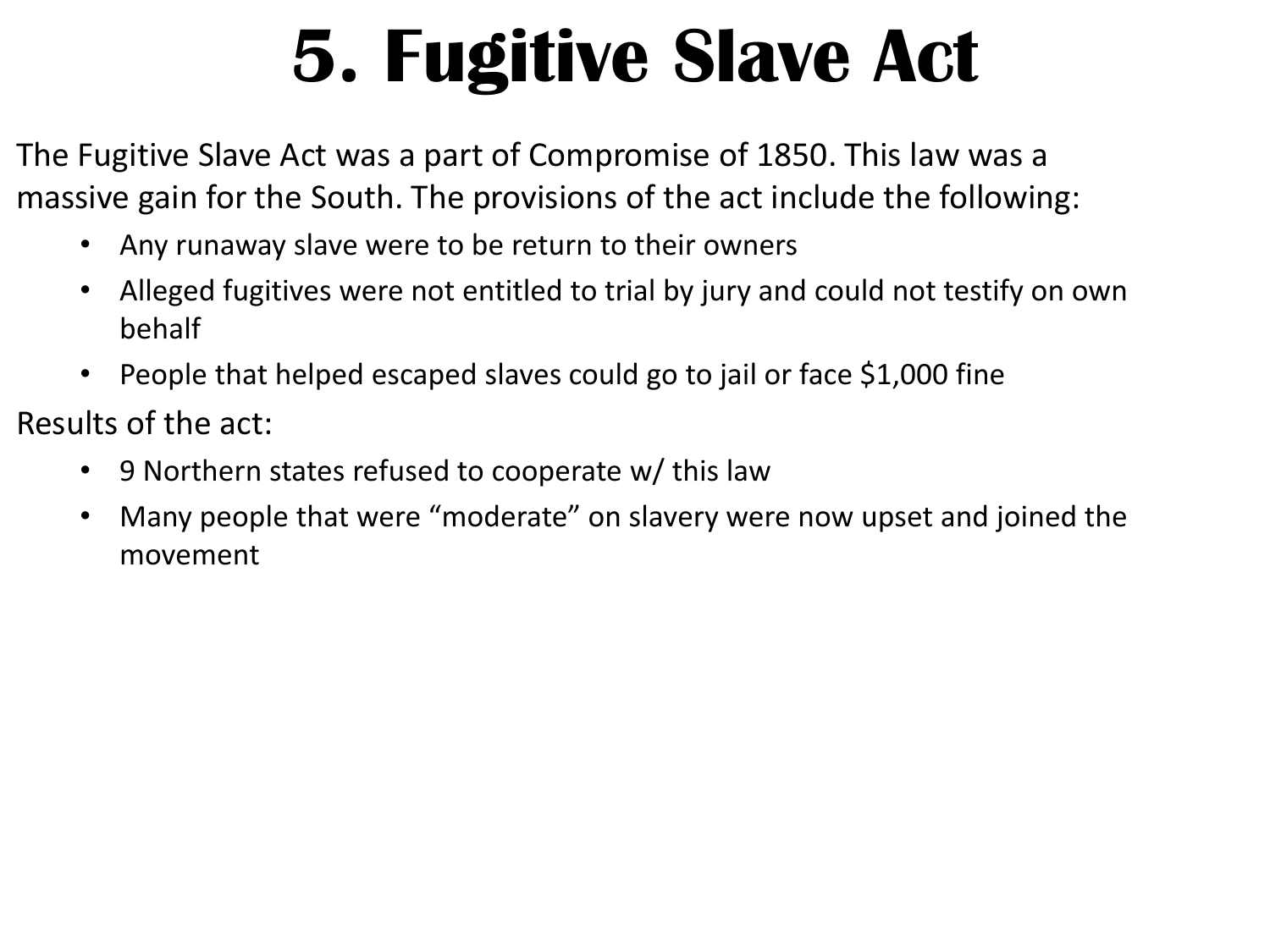# 5. Fugitive Slave Act

The Fugitive Slave Act was a part of Compromise of 1850. This law was a massive gain for the South. The provisions of the act include the following:

- Any runaway slave were to be return to their owners
- Alleged fugitives were not entitled to trial by jury and could not testify on own behalf
- People that helped escaped slaves could go to jail or face $1,000 fine

Results of the act:

- 9 Northern states refused to cooperate w/ this law
- Many people that were "moderate" on slavery were now upset and joined the movement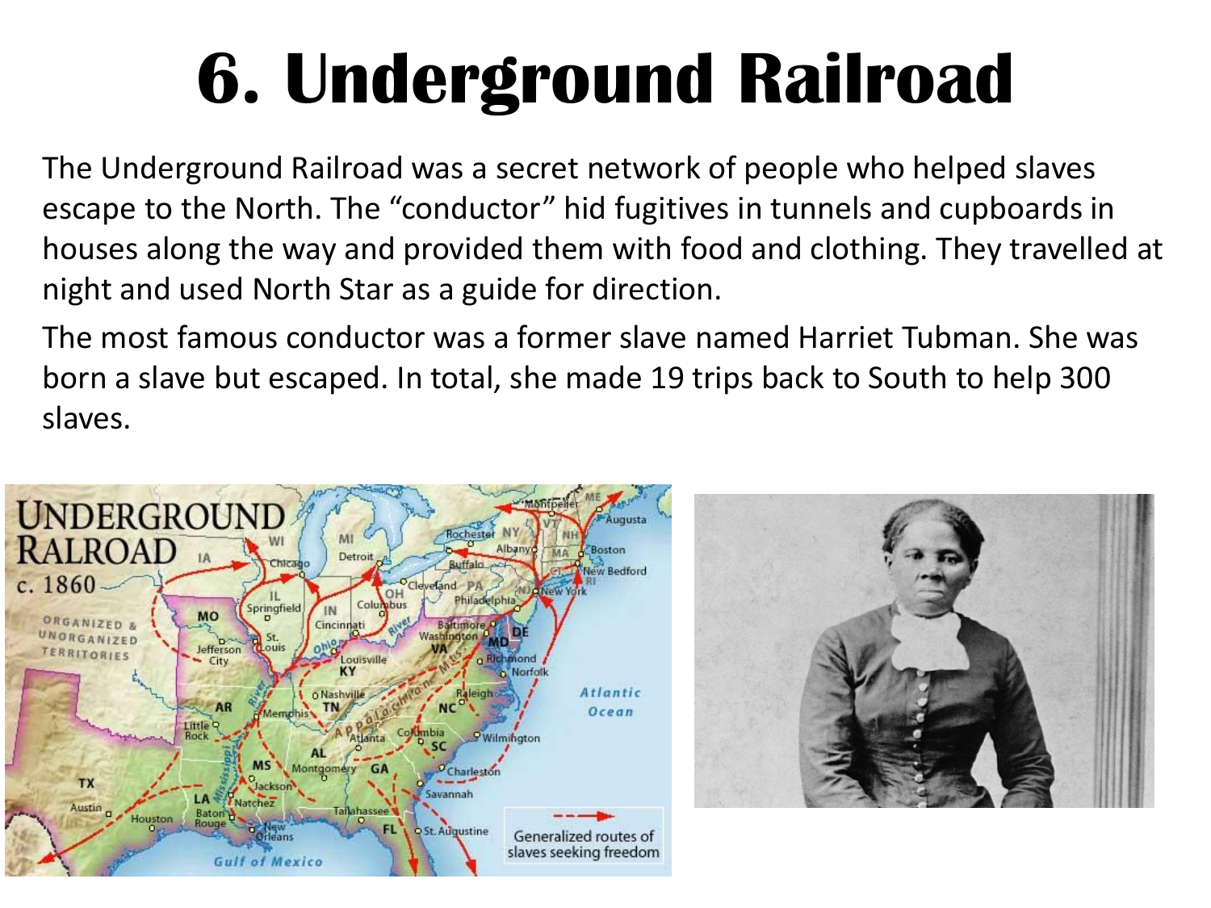# 6. Underground Railroad

The Underground Railroad was a secret network of people who helped slaves escape to the North. The "conductor" hid fugitives in tunnels and cupboards in houses along the way and provided them with food and clothing. They travelled at night and used North Star as a guide for direction.

The most famous conductor was a former slave named Harriet Tubman. She was born a slave but escaped. In total, she made 19 trips back to South to help 300 slaves.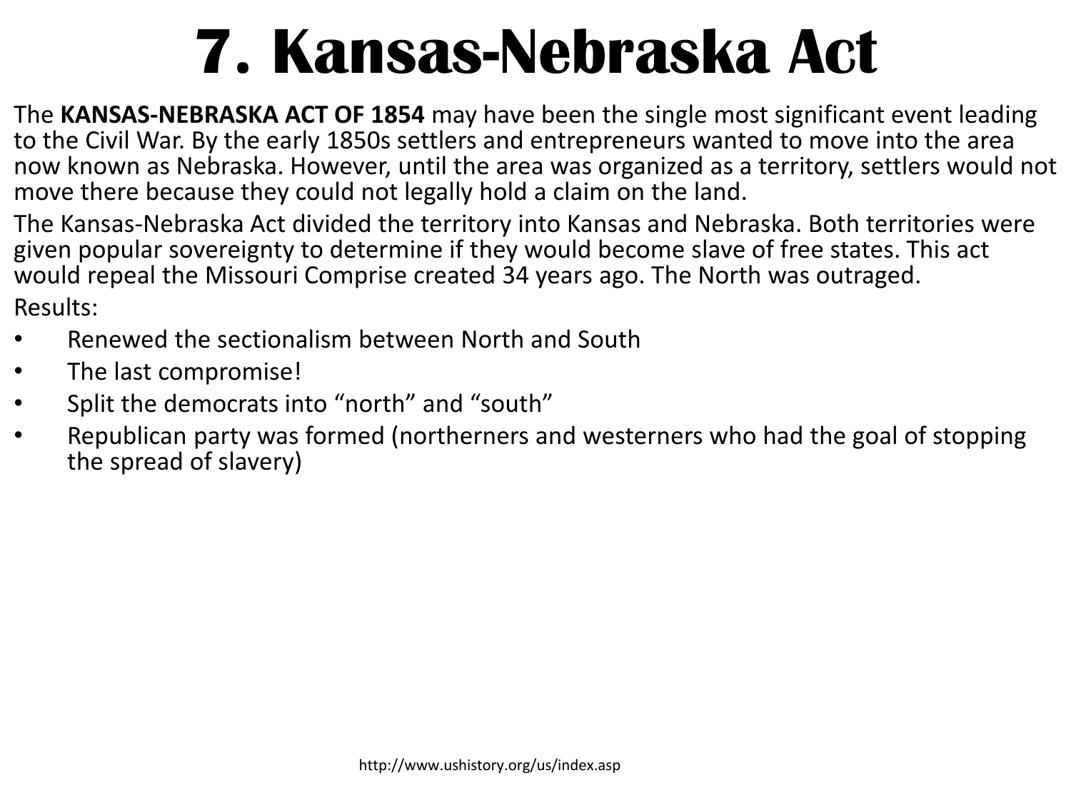# 7. Kansas-Nebraska Act

The **KANSAS-NEBRASKA ACT OF 1854** may have been the single most significant event leading to the Civil War. By the early 1850s settlers and entrepreneurs wanted to move into the area now known as Nebraska. However, until the area was organized as a territory, settlers would not move there because they could not legally hold a claim on the land.

The Kansas-Nebraska Act divided the territory into Kansas and Nebraska. Both territories were given popular sovereignty to determine if they would become slave of free states. This act would repeal the Missouri Comprise created 34 years ago. The North was outraged.

Results:

- Renewed the sectionalism between North and South
- The last compromise!
- Split the democrats into "north" and "south"
- Republican party was formed (northerners and westerners who had the goal of stopping the spread of slavery)

http://www.ushistory.org/us/index.asp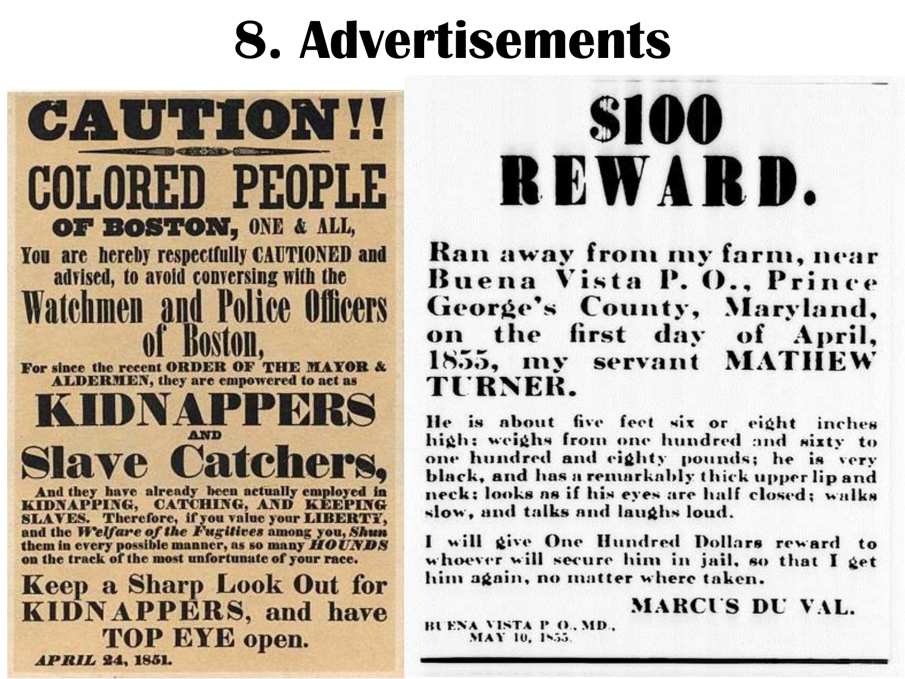# 8. Advertisements

# CAUTION!!

## COLORED PEOPLE

**OF BOSTON,** ONE & ALL,

You are hereby respectfully CAUTIONED and advised, to avoid conversing with the

## Watchmen and Police Officers of Boston,

For since the recent **ORDER OF THE MAYOR & ALDERMEN,** they are empowered to act as

## KIDNAPPERS

AND

## Slave Catchers,

And they have already been actually employed in **KIDNAPPING, CATCHING, AND KEEPING SLAVES.** Therefore, if you value your **LIBERTY,** and the ***Welfare of the Fugitives*** among you, ***Shun*** them in every possible manner, as so many ***HOUNDS*** on the track of the most unfortunate of your race.

**Keep a Sharp Look Out for KIDNAPPERS, and have TOP EYE open.**

***APRIL 24, 1851.***

# $100 REWARD.

**Ran away from my farm, near Buena Vista P. O., Prince George's County, Maryland, on the first day of April, 1855, my servant MATHEW TURNER.**

He is about five feet six or eight inches high; weighs from one hundred and sixty to one hundred and eighty pounds; he is very black, and has a remarkably thick upper lip and neck; looks as if his eyes are half closed; walks slow, and talks and laughs loud.

I will give One Hundred Dollars reward to whoever will secure him in jail, so that I get him again, no matter where taken.

**MARCUS DU VAL.**

BUENA VISTA P. O., MD.,
MAY 10, 1855.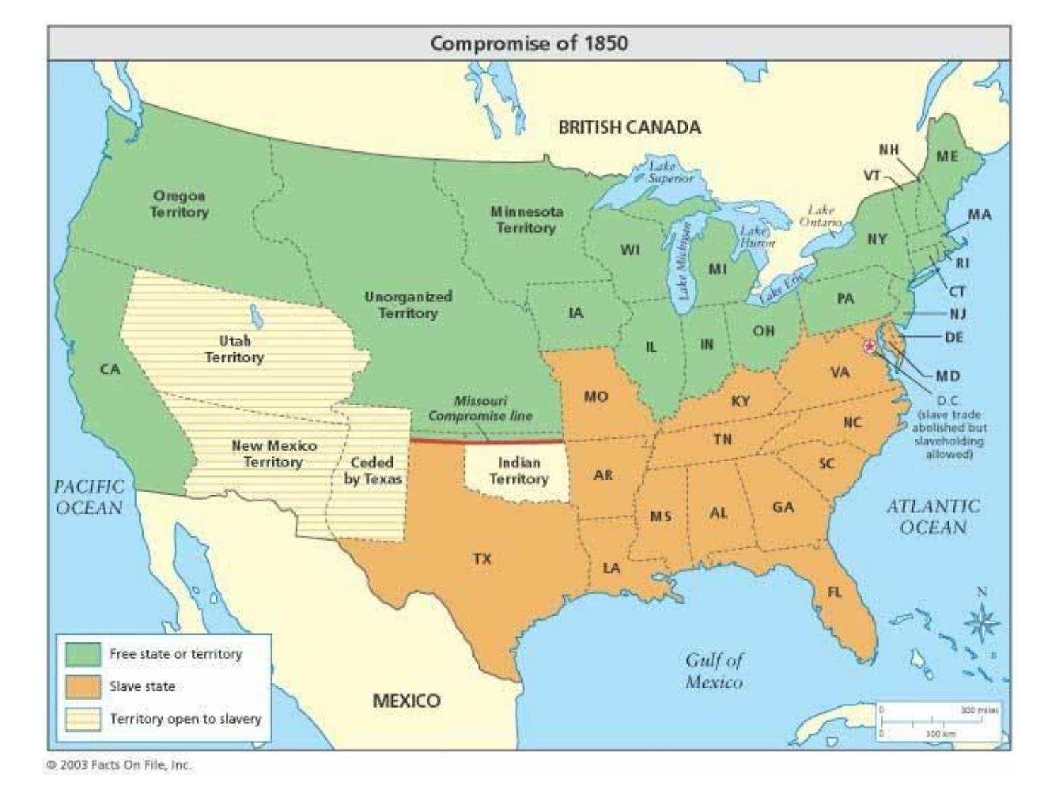# Compromise of 1850

- Free state or territory
- Slave state
- Territory open to slavery

© 2003 Facts On File, Inc.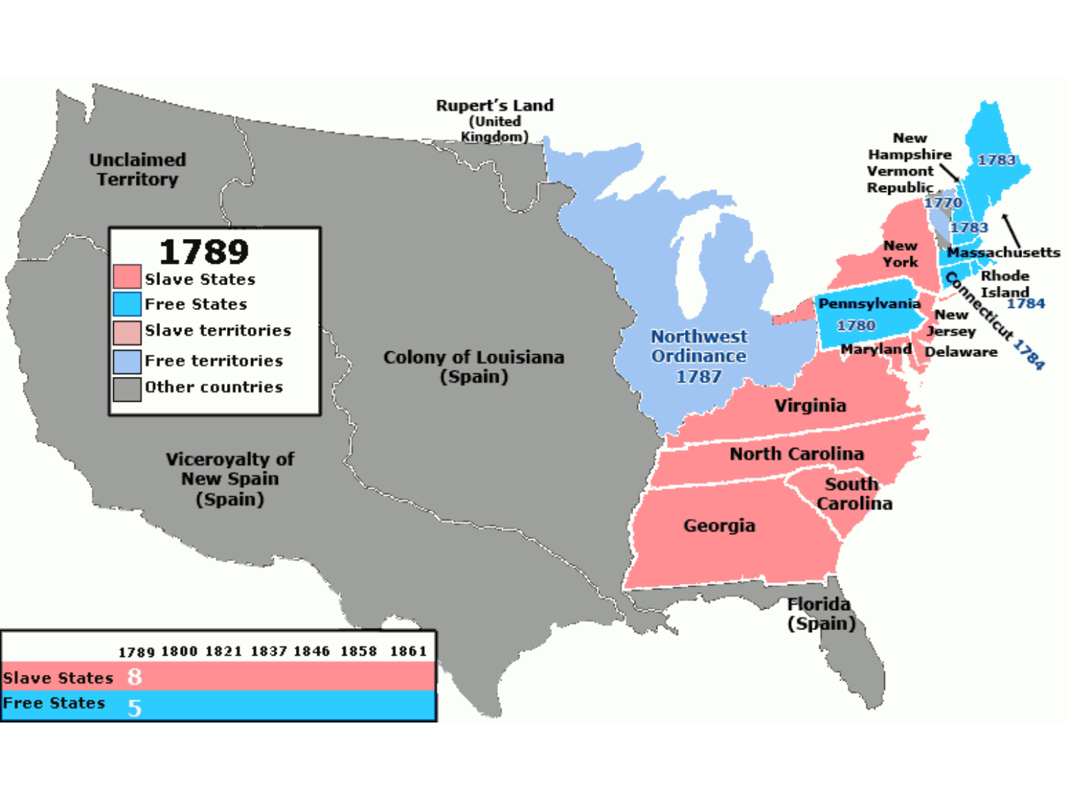Rupert's Land (United Kingdom)

Unclaimed Territory

**1789**

- Slave States
- Free States
- Slave territories
- Free territories
- Other countries

Colony of Louisiana (Spain)

Viceroyalty of New Spain (Spain)

Northwest Ordinance 1787

New Hampshire

Vermont Republic 1770

1783

1783

Massachusetts

New York

Rhode Island 1784

Connecticut 1784

Pennsylvania 1780

New Jersey

Delaware

Maryland

Virginia

North Carolina

South Carolina

Georgia

Florida (Spain)

| | 1789 | 1800 | 1821 | 1837 | 1846 | 1858 | 1861 |
|---|---|---|---|---|---|---|---|
| Slave States | 8 | | | | | | |
| Free States | 5 | | | | | | |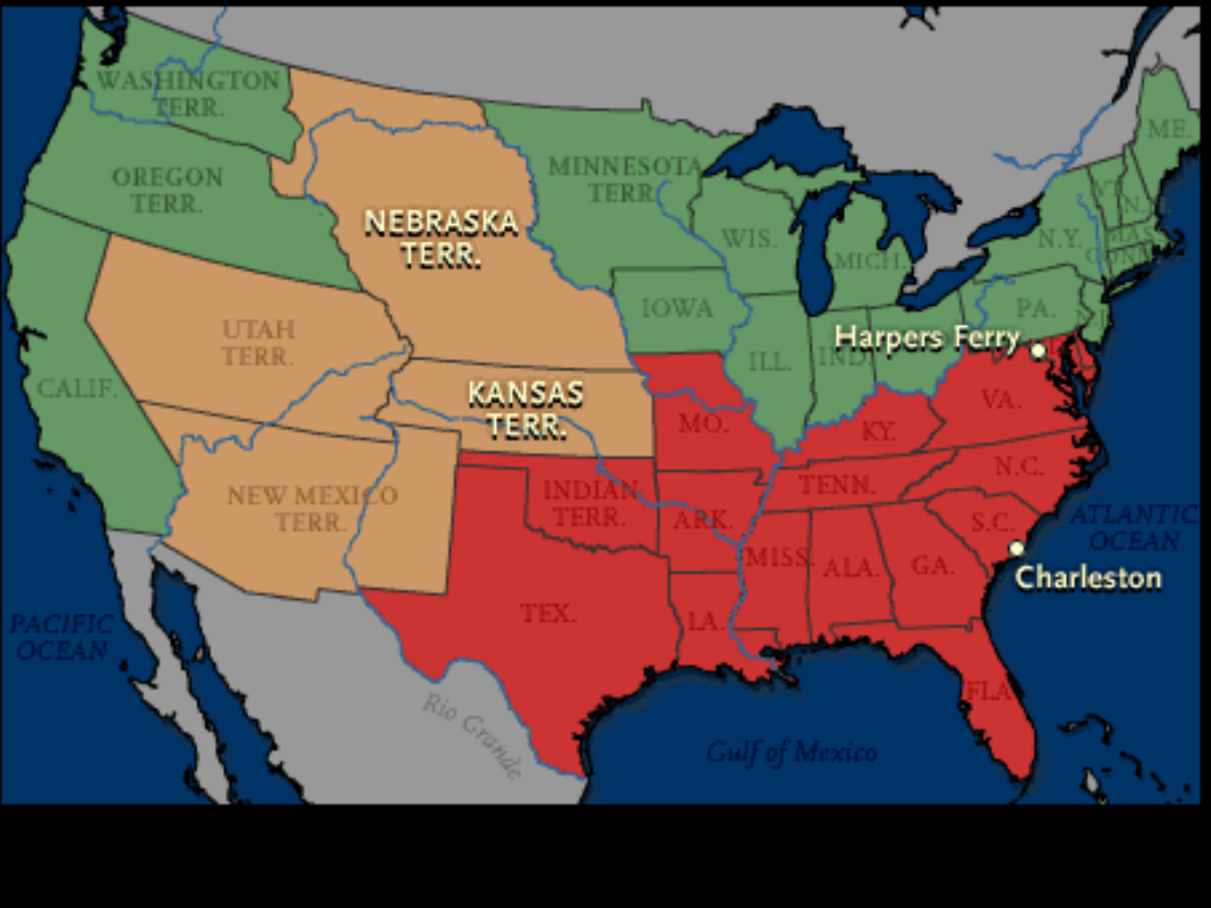WASHINGTON TERR.

OREGON TERR.

NEBRASKA TERR.

MINNESOTA TERR.

UTAH TERR.

CALIF.

KANSAS TERR.

NEW MEXICO TERR.

INDIAN TERR.

IOWA

WIS.

MICH.

ILL.

IND.

N.Y.

PA.

ME.

VT.

N.H.

MASS.

CONN.

Harpers Ferry

MO.

KY.

VA.

TENN.

N.C.

ARK.

S.C.

MISS.

ALA.

GA.

TEX.

LA.

FLA.

Charleston

PACIFIC OCEAN

ATLANTIC OCEAN

Gulf of Mexico

Rio Grande